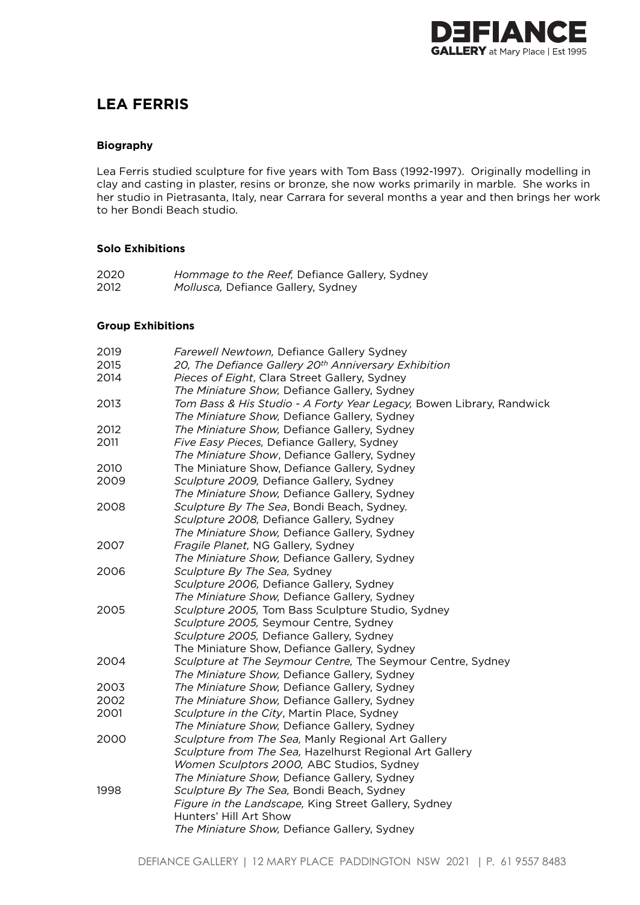# LEA FERRIS

### Biography

Lea Ferris studied sculpture for five years with Tom Bass (1992-1997). Originally modelling in clay and casting in plaster, resins or bronze, she now works primarily in marble. She works in her studio in Pietrasanta, Italy, near Carrara for several months a year and then brings her work to her Bondi Beach studio.

### Solo Exhibitions

| | |
|---|---|
| 2020 | *Hommage to the Reef,* Defiance Gallery, Sydney |
| 2012 | *Mollusca,* Defiance Gallery, Sydney |

### Group Exhibitions

| | |
|---|---|
| 2019 | *Farewell Newtown,* Defiance Gallery Sydney |
| 2015 | *20, The Defiance Gallery 20th Anniversary Exhibition* |
| 2014 | *Pieces of Eight*, Clara Street Gallery, Sydney |
| | *The Miniature Show,* Defiance Gallery, Sydney |
| 2013 | *Tom Bass & His Studio - A Forty Year Legacy,* Bowen Library, Randwick |
| | *The Miniature Show,* Defiance Gallery, Sydney |
| 2012 | *The Miniature Show,* Defiance Gallery, Sydney |
| 2011 | *Five Easy Pieces,* Defiance Gallery, Sydney |
| | *The Miniature Show*, Defiance Gallery, Sydney |
| 2010 | The Miniature Show, Defiance Gallery, Sydney |
| 2009 | *Sculpture 2009,* Defiance Gallery, Sydney |
| | *The Miniature Show,* Defiance Gallery, Sydney |
| 2008 | *Sculpture By The Sea*, Bondi Beach, Sydney. |
| | *Sculpture 2008,* Defiance Gallery, Sydney |
| | *The Miniature Show,* Defiance Gallery, Sydney |
| 2007 | *Fragile Planet,* NG Gallery, Sydney |
| | *The Miniature Show,* Defiance Gallery, Sydney |
| 2006 | *Sculpture By The Sea,* Sydney |
| | *Sculpture 2006,* Defiance Gallery, Sydney |
| | *The Miniature Show,* Defiance Gallery, Sydney |
| 2005 | *Sculpture 2005,* Tom Bass Sculpture Studio, Sydney |
| | *Sculpture 2005,* Seymour Centre, Sydney |
| | *Sculpture 2005,* Defiance Gallery, Sydney |
| | The Miniature Show, Defiance Gallery, Sydney |
| 2004 | *Sculpture at The Seymour Centre,* The Seymour Centre, Sydney |
| | *The Miniature Show,* Defiance Gallery, Sydney |
| 2003 | *The Miniature Show,* Defiance Gallery, Sydney |
| 2002 | *The Miniature Show,* Defiance Gallery, Sydney |
| 2001 | *Sculpture in the City*, Martin Place, Sydney |
| | *The Miniature Show,* Defiance Gallery, Sydney |
| 2000 | *Sculpture from The Sea,* Manly Regional Art Gallery |
| | *Sculpture from The Sea,* Hazelhurst Regional Art Gallery |
| | *Women Sculptors 2000,* ABC Studios, Sydney |
| | *The Miniature Show,* Defiance Gallery, Sydney |
| 1998 | *Sculpture By The Sea,* Bondi Beach, Sydney |
| | *Figure in the Landscape,* King Street Gallery, Sydney |
| | Hunters' Hill Art Show |
| | *The Miniature Show,* Defiance Gallery, Sydney |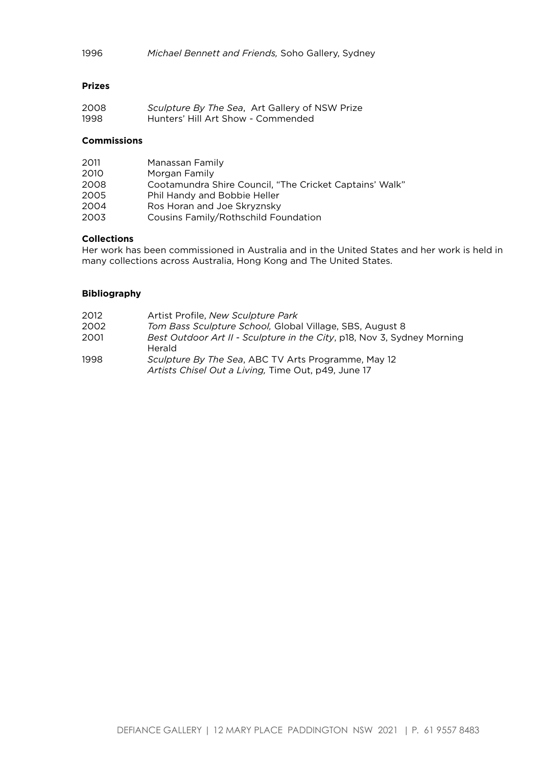1996 *Michael Bennett and Friends,* Soho Gallery, Sydney

**Prizes**

2008 *Sculpture By The Sea*, Art Gallery of NSW Prize
1998 Hunters' Hill Art Show - Commended

**Commissions**

2011 Manassan Family
2010 Morgan Family
2008 Cootamundra Shire Council, "The Cricket Captains' Walk"
2005 Phil Handy and Bobbie Heller
2004 Ros Horan and Joe Skryznsky
2003 Cousins Family/Rothschild Foundation

**Collections**

Her work has been commissioned in Australia and in the United States and her work is held in many collections across Australia, Hong Kong and The United States.

**Bibliography**

2012 Artist Profile, *New Sculpture Park*
2002 *Tom Bass Sculpture School,* Global Village, SBS, August 8
2001 *Best Outdoor Art II - Sculpture in the City*, p18, Nov 3, Sydney Morning Herald
1998 *Sculpture By The Sea*, ABC TV Arts Programme, May 12
*Artists Chisel Out a Living,* Time Out, p49, June 17

DEFIANCE GALLERY | 12 MARY PLACE PADDINGTON NSW 2021 | P. 61 9557 8483